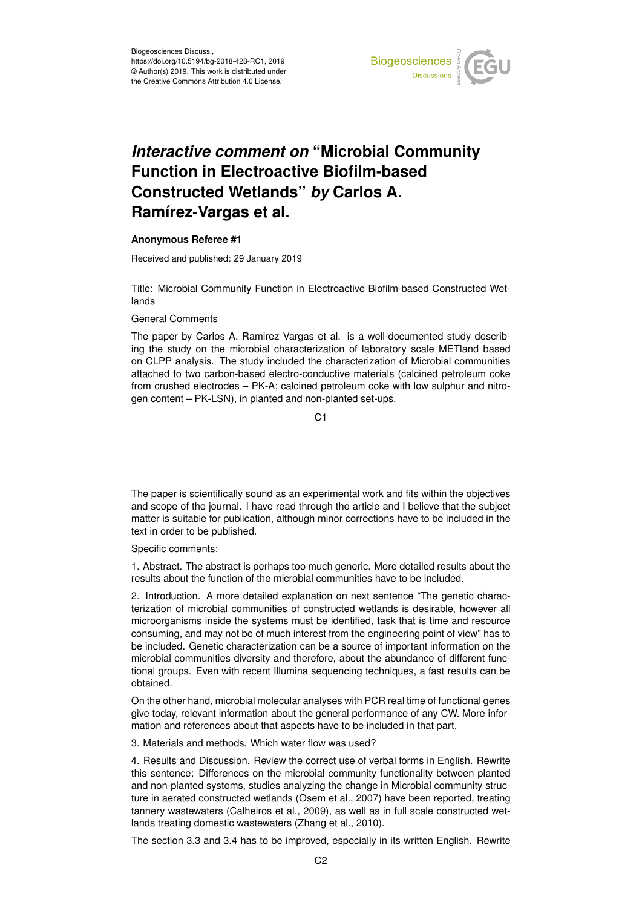Biogeosciences Discuss.,
https://doi.org/10.5194/bg-2018-428-RC1, 2019
© Author(s) 2019. This work is distributed under
the Creative Commons Attribution 4.0 License.

# *Interactive comment on* "Microbial Community Function in Electroactive Biofilm-based Constructed Wetlands" *by* Carlos A. Ramírez-Vargas et al.

**Anonymous Referee #1**

Received and published: 29 January 2019

Title: Microbial Community Function in Electroactive Biofilm-based Constructed Wetlands

General Comments

The paper by Carlos A. Ramirez Vargas et al. is a well-documented study describing the study on the microbial characterization of laboratory scale METland based on CLPP analysis. The study included the characterization of Microbial communities attached to two carbon-based electro-conductive materials (calcined petroleum coke from crushed electrodes – PK-A; calcined petroleum coke with low sulphur and nitrogen content – PK-LSN), in planted and non-planted set-ups.

The paper is scientifically sound as an experimental work and fits within the objectives and scope of the journal. I have read through the article and I believe that the subject matter is suitable for publication, although minor corrections have to be included in the text in order to be published.

Specific comments:

1. Abstract. The abstract is perhaps too much generic. More detailed results about the results about the function of the microbial communities have to be included.

2. Introduction. A more detailed explanation on next sentence "The genetic characterization of microbial communities of constructed wetlands is desirable, however all microorganisms inside the systems must be identified, task that is time and resource consuming, and may not be of much interest from the engineering point of view" has to be included. Genetic characterization can be a source of important information on the microbial communities diversity and therefore, about the abundance of different functional groups. Even with recent Illumina sequencing techniques, a fast results can be obtained.

On the other hand, microbial molecular analyses with PCR real time of functional genes give today, relevant information about the general performance of any CW. More information and references about that aspects have to be included in that part.

3. Materials and methods. Which water flow was used?

4. Results and Discussion. Review the correct use of verbal forms in English. Rewrite this sentence: Differences on the microbial community functionality between planted and non-planted systems, studies analyzing the change in Microbial community structure in aerated constructed wetlands (Osem et al., 2007) have been reported, treating tannery wastewaters (Calheiros et al., 2009), as well as in full scale constructed wetlands treating domestic wastewaters (Zhang et al., 2010).

The section 3.3 and 3.4 has to be improved, especially in its written English. Rewrite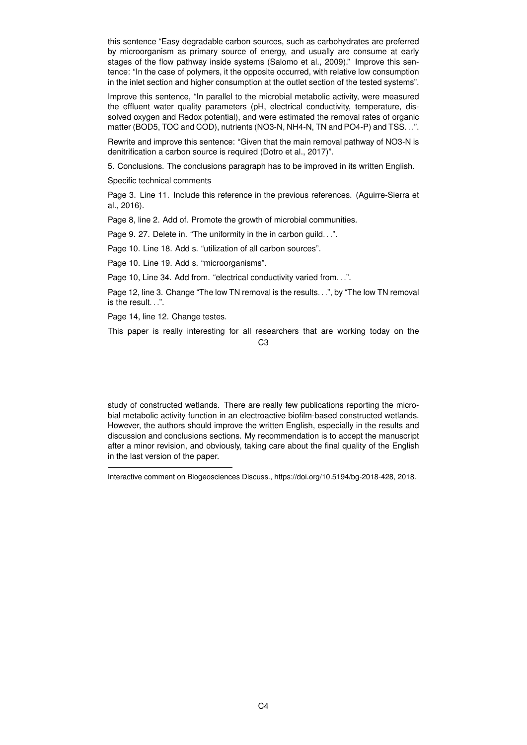this sentence "Easy degradable carbon sources, such as carbohydrates are preferred by microorganism as primary source of energy, and usually are consume at early stages of the flow pathway inside systems (Salomo et al., 2009)." Improve this sentence: "In the case of polymers, it the opposite occurred, with relative low consumption in the inlet section and higher consumption at the outlet section of the tested systems".

Improve this sentence, "In parallel to the microbial metabolic activity, were measured the effluent water quality parameters (pH, electrical conductivity, temperature, dissolved oxygen and Redox potential), and were estimated the removal rates of organic matter ($BOD_5$, TOC and COD), nutrients ($NO_3$-N, $NH_4$-N, TN and $PO_4$-P) and TSS…".

Rewrite and improve this sentence: "Given that the main removal pathway of $NO_3$-N is denitrification a carbon source is required (Dotro et al., 2017)".

5. Conclusions. The conclusions paragraph has to be improved in its written English.

Specific technical comments

Page 3. Line 11. Include this reference in the previous references. (Aguirre-Sierra et al., 2016).

Page 8, line 2. Add of. Promote the growth of microbial communities.

Page 9. 27. Delete in. "The uniformity in the in carbon guild…".

Page 10. Line 18. Add s. "utilization of all carbon sources".

Page 10. Line 19. Add s. "microorganisms".

Page 10, Line 34. Add from. "electrical conductivity varied from…".

Page 12, line 3. Change "The low TN removal is the results…", by "The low TN removal is the result…".

Page 14, line 12. Change testes.

This paper is really interesting for all researchers that are working today on the study of constructed wetlands. There are really few publications reporting the microbial metabolic activity function in an electroactive biofilm-based constructed wetlands. However, the authors should improve the written English, especially in the results and discussion and conclusions sections. My recommendation is to accept the manuscript after a minor revision, and obviously, taking care about the final quality of the English in the last version of the paper.

---

Interactive comment on Biogeosciences Discuss., https://doi.org/10.5194/bg-2018-428, 2018.